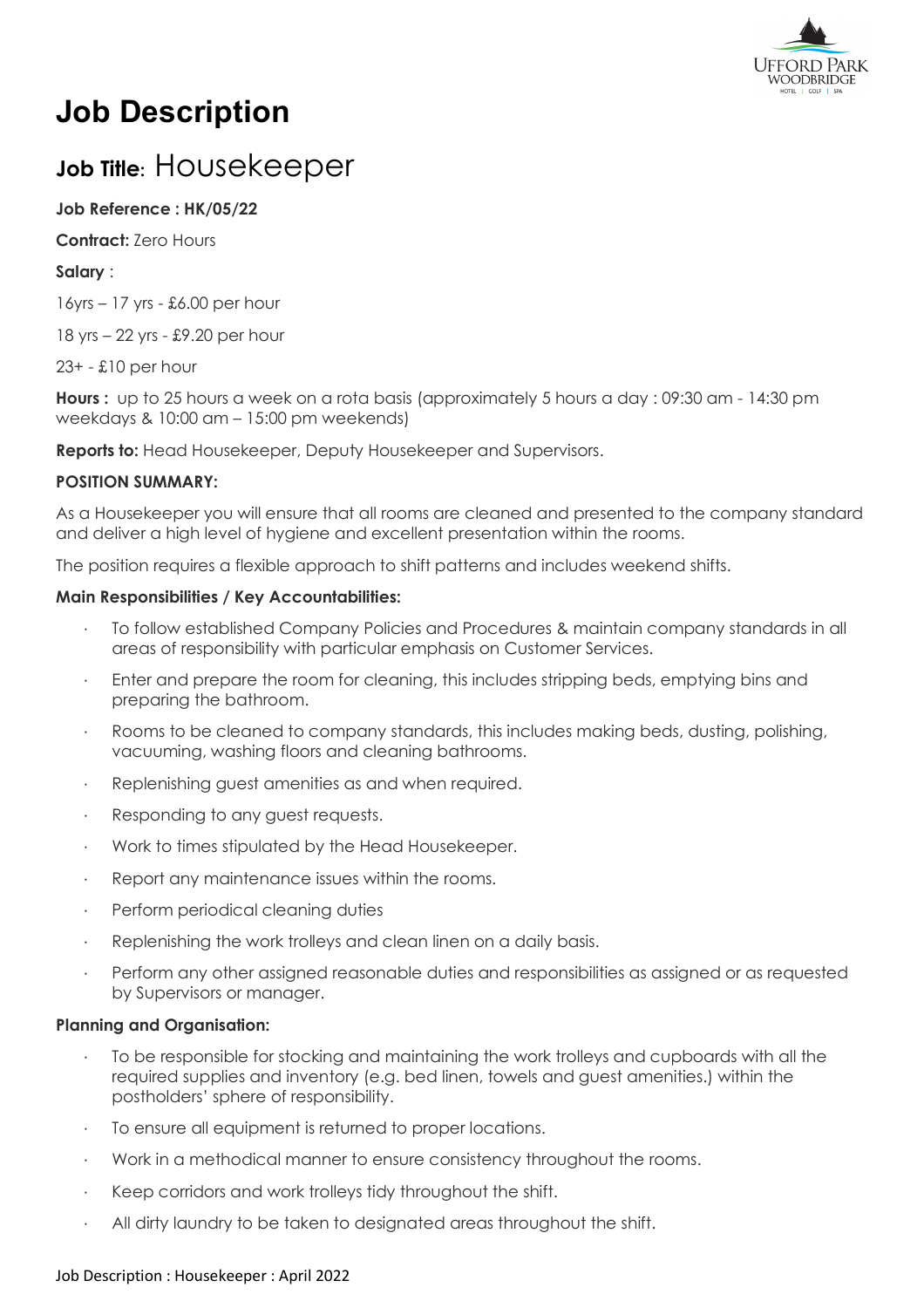# Job Description

## Job Title: Housekeeper

**Job Reference : HK/05/22**

**Contract:** Zero Hours

**Salary** :

16yrs – 17 yrs - £6.00 per hour

18 yrs – 22 yrs - £9.20 per hour

23+ - £10 per hour

**Hours :** up to 25 hours a week on a rota basis (approximately 5 hours a day : 09:30 am - 14:30 pm weekdays & 10:00 am – 15:00 pm weekends)

**Reports to:** Head Housekeeper, Deputy Housekeeper and Supervisors.

**POSITION SUMMARY:**

As a Housekeeper you will ensure that all rooms are cleaned and presented to the company standard and deliver a high level of hygiene and excellent presentation within the rooms.

The position requires a flexible approach to shift patterns and includes weekend shifts.

**Main Responsibilities / Key Accountabilities:**

- To follow established Company Policies and Procedures & maintain company standards in all areas of responsibility with particular emphasis on Customer Services.
- Enter and prepare the room for cleaning, this includes stripping beds, emptying bins and preparing the bathroom.
- Rooms to be cleaned to company standards, this includes making beds, dusting, polishing, vacuuming, washing floors and cleaning bathrooms.
- Replenishing guest amenities as and when required.
- Responding to any guest requests.
- Work to times stipulated by the Head Housekeeper.
- Report any maintenance issues within the rooms.
- Perform periodical cleaning duties
- Replenishing the work trolleys and clean linen on a daily basis.
- Perform any other assigned reasonable duties and responsibilities as assigned or as requested by Supervisors or manager.

**Planning and Organisation:**

- To be responsible for stocking and maintaining the work trolleys and cupboards with all the required supplies and inventory (e.g. bed linen, towels and guest amenities.) within the postholders' sphere of responsibility.
- To ensure all equipment is returned to proper locations.
- Work in a methodical manner to ensure consistency throughout the rooms.
- Keep corridors and work trolleys tidy throughout the shift.
- All dirty laundry to be taken to designated areas throughout the shift.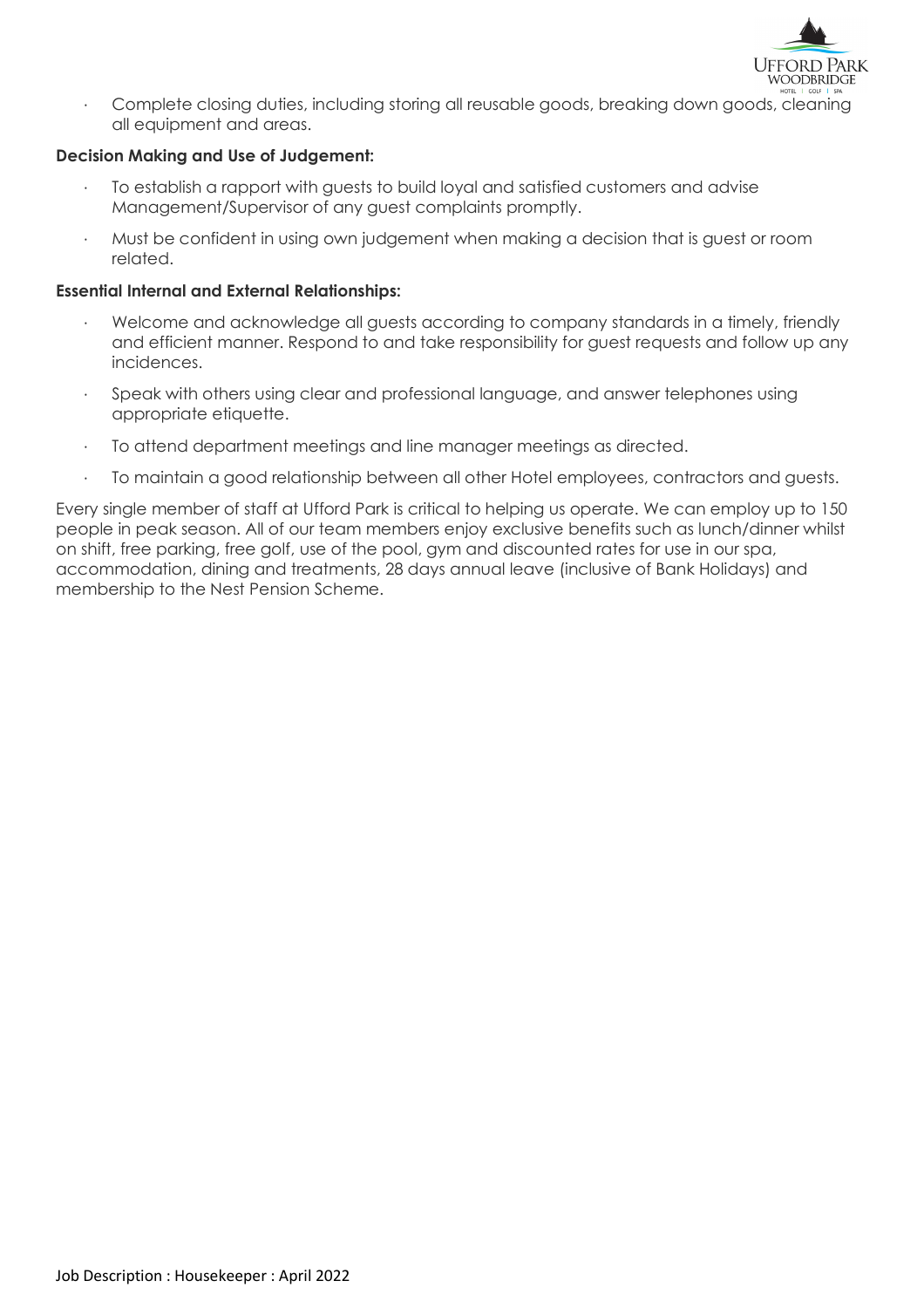- Complete closing duties, including storing all reusable goods, breaking down goods, cleaning all equipment and areas.

**Decision Making and Use of Judgement:**

- To establish a rapport with guests to build loyal and satisfied customers and advise Management/Supervisor of any guest complaints promptly.
- Must be confident in using own judgement when making a decision that is guest or room related.

**Essential Internal and External Relationships:**

- Welcome and acknowledge all guests according to company standards in a timely, friendly and efficient manner. Respond to and take responsibility for guest requests and follow up any incidences.
- Speak with others using clear and professional language, and answer telephones using appropriate etiquette.
- To attend department meetings and line manager meetings as directed.
- To maintain a good relationship between all other Hotel employees, contractors and guests.

Every single member of staff at Ufford Park is critical to helping us operate. We can employ up to 150 people in peak season. All of our team members enjoy exclusive benefits such as lunch/dinner whilst on shift, free parking, free golf, use of the pool, gym and discounted rates for use in our spa, accommodation, dining and treatments, 28 days annual leave (inclusive of Bank Holidays) and membership to the Nest Pension Scheme.